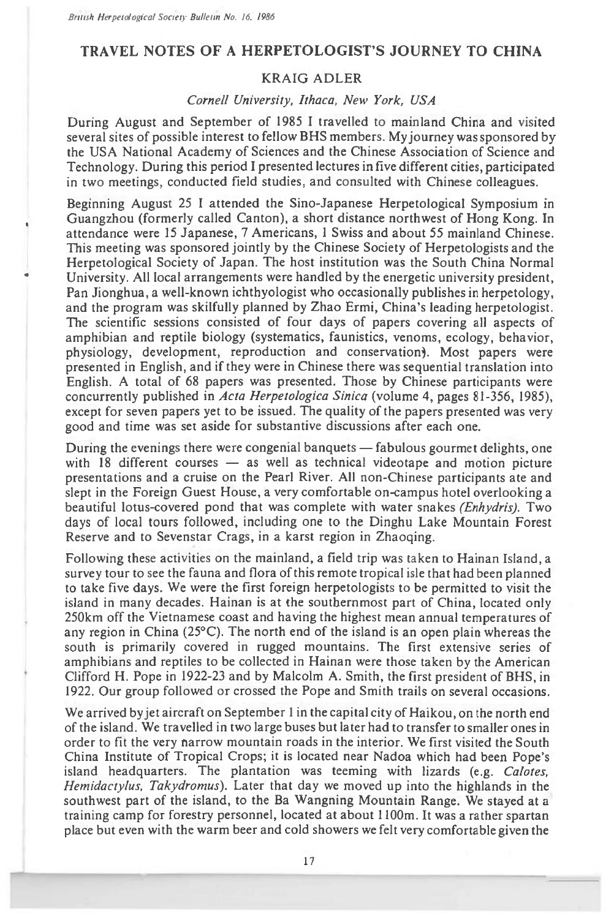# TRAVEL NOTES OF A HERPETOLOGIST'S JOURNEY TO CHINA

## KRAIG ADLER

*Cornell University, Ithaca, New York, USA*

During August and September of 1985 I travelled to mainland China and visited several sites of possible interest to fellow BHS members. My journey was sponsored by the USA National Academy of Sciences and the Chinese Association of Science and Technology. During this period I presented lectures in five different cities, participated in two meetings, conducted field studies, and consulted with Chinese colleagues.

Beginning August 25 I attended the Sino-Japanese Herpetological Symposium in Guangzhou (formerly called Canton), a short distance northwest of Hong Kong. In attendance were 15 Japanese, 7 Americans, 1 Swiss and about 55 mainland Chinese. This meeting was sponsored jointly by the Chinese Society of Herpetologists and the Herpetological Society of Japan. The host institution was the South China Normal University. All local arrangements were handled by the energetic university president, Pan Jionghua, a well-known ichthyologist who occasionally publishes in herpetology, and the program was skilfully planned by Zhao Ermi, China's leading herpetologist. The scientific sessions consisted of four days of papers covering all aspects of amphibian and reptile biology (systematics, faunistics, venoms, ecology, behavior, physiology, development, reproduction and conservation). Most papers were presented in English, and if they were in Chinese there was sequential translation into English. A total of 68 papers was presented. Those by Chinese participants were concurrently published in *Acta Herpetologica Sinica* (volume 4, pages 81-356, 1985), except for seven papers yet to be issued. The quality of the papers presented was very good and time was set aside for substantive discussions after each one.

During the evenings there were congenial banquets — fabulous gourmet delights, one with 18 different courses — as well as technical videotape and motion picture presentations and a cruise on the Pearl River. All non-Chinese participants ate and slept in the Foreign Guest House, a very comfortable on-campus hotel overlooking a beautiful lotus-covered pond that was complete with water snakes *(Enhydris)*. Two days of local tours followed, including one to the Dinghu Lake Mountain Forest Reserve and to Sevenstar Crags, in a karst region in Zhaoqing.

Following these activities on the mainland, a field trip was taken to Hainan Island, a survey tour to see the fauna and flora of this remote tropical isle that had been planned to take five days. We were the first foreign herpetologists to be permitted to visit the island in many decades. Hainan is at the southernmost part of China, located only 250km off the Vietnamese coast and having the highest mean annual temperatures of any region in China (25°C). The north end of the island is an open plain whereas the south is primarily covered in rugged mountains. The first extensive series of amphibians and reptiles to be collected in Hainan were those taken by the American Clifford H. Pope in 1922-23 and by Malcolm A. Smith, the first president of BHS, in 1922. Our group followed or crossed the Pope and Smith trails on several occasions.

We arrived by jet aircraft on September 1 in the capital city of Haikou, on the north end of the island. We travelled in two large buses but later had to transfer to smaller ones in order to fit the very narrow mountain roads in the interior. We first visited the South China Institute of Tropical Crops; it is located near Nadoa which had been Pope's island headquarters. The plantation was teeming with lizards (e.g. *Calotes, Hemidactylus, Takydromus*). Later that day we moved up into the highlands in the southwest part of the island, to the Ba Wangning Mountain Range. We stayed at a training camp for forestry personnel, located at about 1100m. It was a rather spartan place but even with the warm beer and cold showers we felt very comfortable given the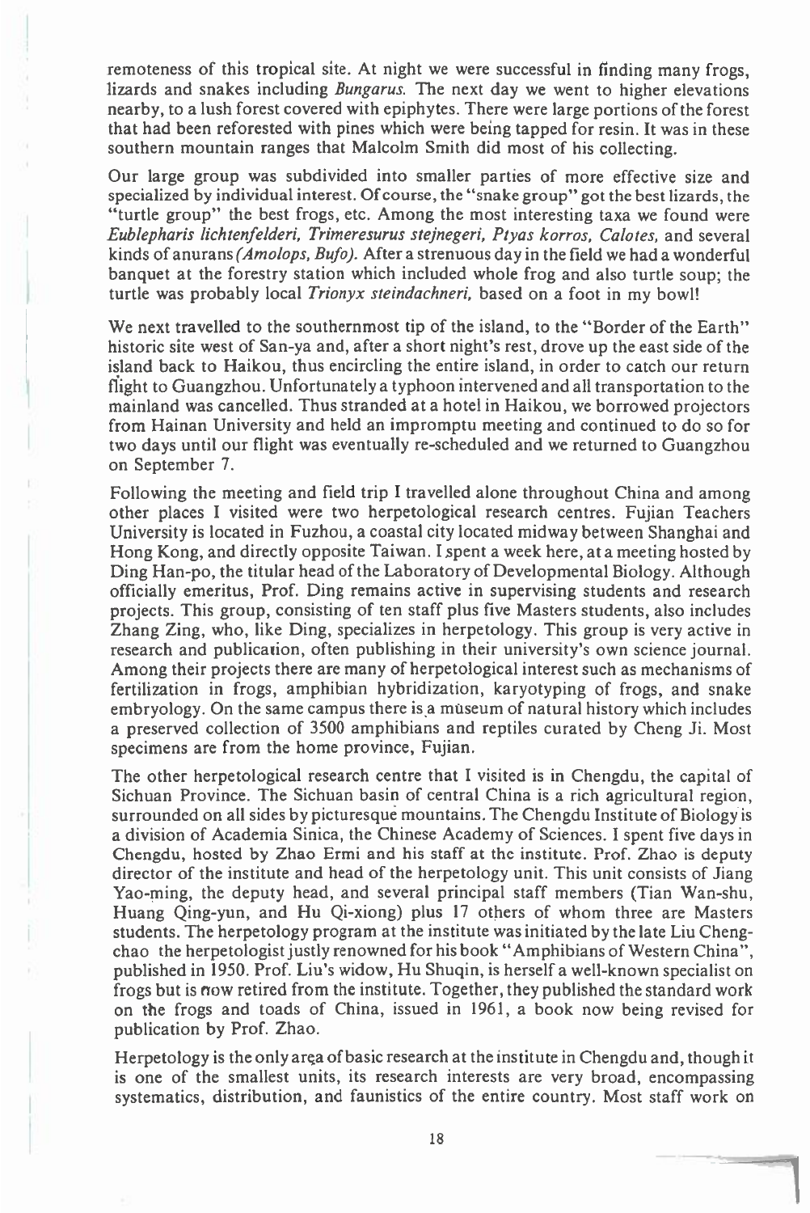remoteness of this tropical site. At night we were successful in finding many frogs, lizards and snakes including *Bungarus.* The next day we went to higher elevations nearby, to a lush forest covered with epiphytes. There were large portions of the forest that had been reforested with pines which were being tapped for resin. It was in these southern mountain ranges that Malcolm Smith did most of his collecting.

Our large group was subdivided into smaller parties of more effective size and specialized by individual interest. Of course, the "snake group" got the best lizards, the "turtle group" the best frogs, etc. Among the most interesting taxa we found were *Eublepharis lichtenfelderi, Trimeresurus stejnegeri, Ptyas korros, Calotes,* and several kinds of anurans *(Amolops, Bufo).* After a strenuous day in the field we had a wonderful banquet at the forestry station which included whole frog and also turtle soup; the turtle was probably local *Trionyx steindachneri,* based on a foot in my bowl!

We next travelled to the southernmost tip of the island, to the "Border of the Earth" historic site west of San-ya and, after a short night's rest, drove up the east side of the island back to Haikou, thus encircling the entire island, in order to catch our return flight to Guangzhou. Unfortunately a typhoon intervened and all transportation to the mainland was cancelled. Thus stranded at a hotel in Haikou, we borrowed projectors from Hainan University and held an impromptu meeting and continued to do so for two days until our flight was eventually re-scheduled and we returned to Guangzhou on September 7.

Following the meeting and field trip I travelled alone throughout China and among other places I visited were two herpetological research centres. Fujian Teachers University is located in Fuzhou, a coastal city located midway between Shanghai and Hong Kong, and directly opposite Taiwan. I spent a week here, at a meeting hosted by Ding Han-po, the titular head of the Laboratory of Developmental Biology. Although officially emeritus, Prof. Ding remains active in supervising students and research projects. This group, consisting of ten staff plus five Masters students, also includes Zhang Zing, who, like Ding, specializes in herpetology. This group is very active in research and publication, often publishing in their university's own science journal. Among their projects there are many of herpetological interest such as mechanisms of fertilization in frogs, amphibian hybridization, karyotyping of frogs, and snake embryology. On the same campus there is a museum of natural history which includes a preserved collection of 3500 amphibians and reptiles curated by Cheng Ji. Most specimens are from the home province, Fujian.

The other herpetological research centre that I visited is in Chengdu, the capital of Sichuan Province. The Sichuan basin of central China is a rich agricultural region, surrounded on all sides by picturesque mountains. The Chengdu Institute of Biology is a division of Academia Sinica, the Chinese Academy of Sciences. I spent five days in Chengdu, hosted by Zhao Ermi and his staff at the institute. Prof. Zhao is deputy director of the institute and head of the herpetology unit. This unit consists of Jiang Yao-ming, the deputy head, and several principal staff members (Tian Wan-shu, Huang Qing-yun, and Hu Qi-xiong) plus 17 others of whom three are Masters students. The herpetology program at the institute was initiated by the late Liu Cheng-chao the herpetologist justly renowned for his book "Amphibians of Western China", published in 1950. Prof. Liu's widow, Hu Shuqin, is herself a well-known specialist on frogs but is now retired from the institute. Together, they published the standard work on the frogs and toads of China, issued in 1961, a book now being revised for publication by Prof. Zhao.

Herpetology is the only area of basic research at the institute in Chengdu and, though it is one of the smallest units, its research interests are very broad, encompassing systematics, distribution, and faunistics of the entire country. Most staff work on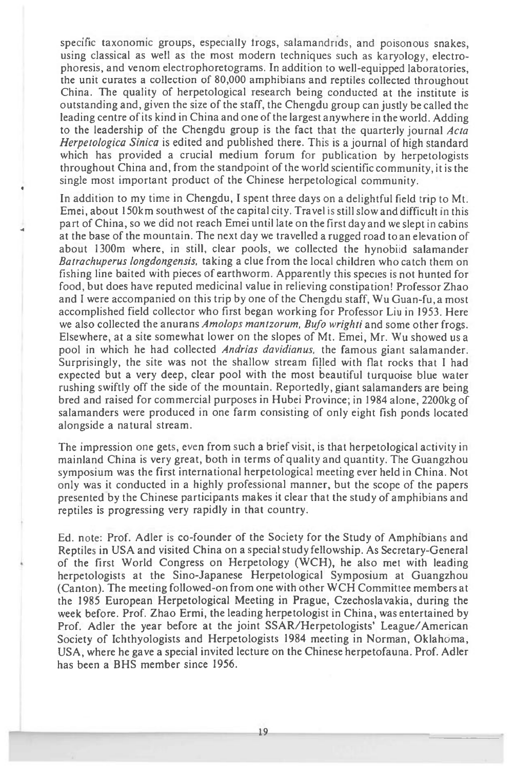specific taxonomic groups, especially frogs, salamandrids, and poisonous snakes, using classical as well as the most modern techniques such as karyology, electrophoresis, and venom electrophoretograms. In addition to well-equipped laboratories, the unit curates a collection of 80,000 amphibians and reptiles collected throughout China. The quality of herpetological research being conducted at the institute is outstanding and, given the size of the staff, the Chengdu group can justly be called the leading centre of its kind in China and one of the largest anywhere in the world. Adding to the leadership of the Chengdu group is the fact that the quarterly journal *Acta Herpetologica Sinica* is edited and published there. This is a journal of high standard which has provided a crucial medium forum for publication by herpetologists throughout China and, from the standpoint of the world scientific community, it is the single most important product of the Chinese herpetological community.

In addition to my time in Chengdu, I spent three days on a delightful field trip to Mt. Emei, about 150km southwest of the capital city. Travel is still slow and difficult in this part of China, so we did not reach Emei until late on the first day and we slept in cabins at the base of the mountain. The next day we travelled a rugged road to an elevation of about 1300m where, in still, clear pools, we collected the hynobiid salamander *Batrachuperus longdongensis*, taking a clue from the local children who catch them on fishing line baited with pieces of earthworm. Apparently this species is not hunted for food, but does have reputed medicinal value in relieving constipation! Professor Zhao and I were accompanied on this trip by one of the Chengdu staff, Wu Guan-fu, a most accomplished field collector who first began working for Professor Liu in 1953. Here we also collected the anurans *Amolops mantzorum*, *Bufo wrighti* and some other frogs. Elsewhere, at a site somewhat lower on the slopes of Mt. Emei, Mr. Wu showed us a pool in which he had collected *Andrias davidianus*, the famous giant salamander. Surprisingly, the site was not the shallow stream filled with flat rocks that I had expected but a very deep, clear pool with the most beautiful turquoise blue water rushing swiftly off the side of the mountain. Reportedly, giant salamanders are being bred and raised for commercial purposes in Hubei Province; in 1984 alone, 2200kg of salamanders were produced in one farm consisting of only eight fish ponds located alongside a natural stream.

The impression one gets, even from such a brief visit, is that herpetological activity in mainland China is very great, both in terms of quality and quantity. The Guangzhou symposium was the first international herpetological meeting ever held in China. Not only was it conducted in a highly professional manner, but the scope of the papers presented by the Chinese participants makes it clear that the study of amphibians and reptiles is progressing very rapidly in that country.

Ed. note: Prof. Adler is co-founder of the Society for the Study of Amphibians and Reptiles in USA and visited China on a special study fellowship. As Secretary-General of the first World Congress on Herpetology (WCH), he also met with leading herpetologists at the Sino-Japanese Herpetological Symposium at Guangzhou (Canton). The meeting followed-on from one with other WCH Committee members at the 1985 European Herpetological Meeting in Prague, Czechoslavakia, during the week before. Prof. Zhao Ermi, the leading herpetologist in China, was entertained by Prof. Adler the year before at the joint SSAR/Herpetologists' League/American Society of Ichthyologists and Herpetologists 1984 meeting in Norman, Oklahoma, USA, where he gave a special invited lecture on the Chinese herpetofauna. Prof. Adler has been a BHS member since 1956.